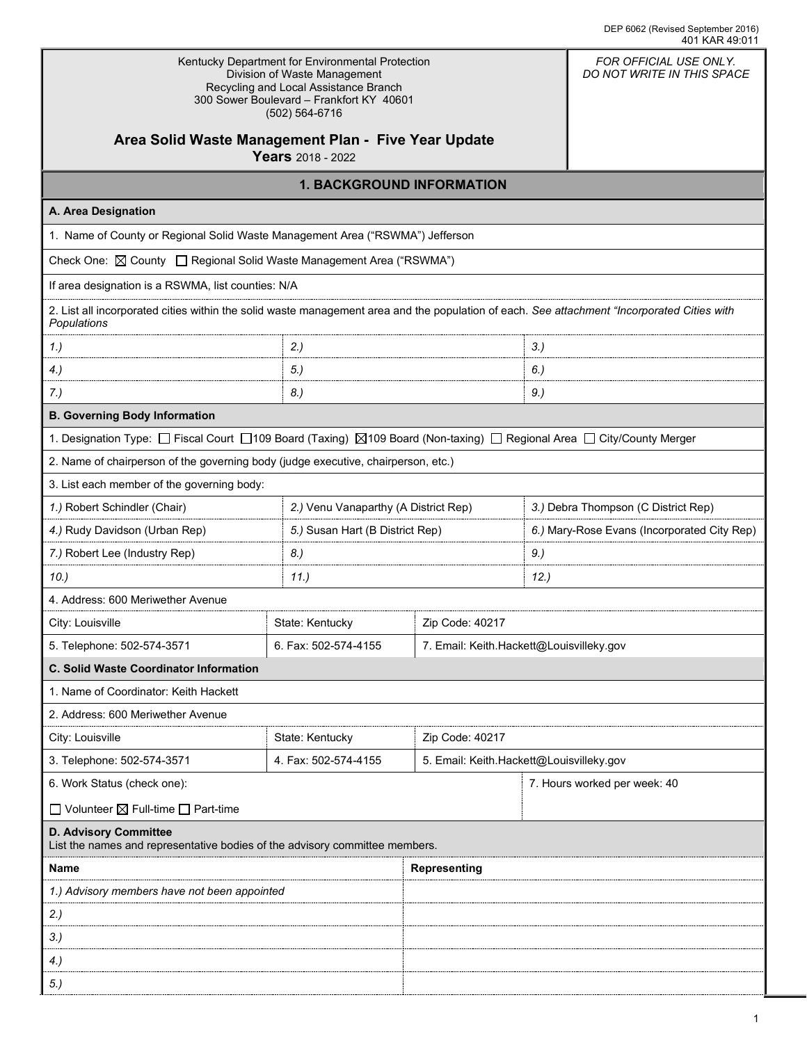DEP 6062 (Revised September 2016)
401 KAR 49:011

Kentucky Department for Environmental Protection
Division of Waste Management
Recycling and Local Assistance Branch
300 Sower Boulevard – Frankfort KY 40601
(502) 564-6716

*FOR OFFICIAL USE ONLY. DO NOT WRITE IN THIS SPACE*

# Area Solid Waste Management Plan - Five Year Update

**Years** 2018 - 2022

## 1. BACKGROUND INFORMATION

### A. Area Designation

1. Name of County or Regional Solid Waste Management Area ("RSWMA") Jefferson

Check One: ☒ County ☐ Regional Solid Waste Management Area ("RSWMA")

If area designation is a RSWMA, list counties: N/A

2. List all incorporated cities within the solid waste management area and the population of each. *See attachment "Incorporated Cities with Populations*

| | | |
|---|---|---|
| *1.)* | *2.)* | *3.)* |
| *4.)* | *5.)* | *6.)* |
| *7.)* | *8.)* | *9.)* |

### B. Governing Body Information

1. Designation Type: ☐ Fiscal Court ☐ 109 Board (Taxing) ☒ 109 Board (Non-taxing) ☐ Regional Area ☐ City/County Merger

2. Name of chairperson of the governing body (judge executive, chairperson, etc.)

3. List each member of the governing body:

| | | |
|---|---|---|
| *1.)* Robert Schindler (Chair) | *2.)* Venu Vanaparthy (A District Rep) | *3.)* Debra Thompson (C District Rep) |
| *4.)* Rudy Davidson (Urban Rep) | *5.)* Susan Hart (B District Rep) | *6.)* Mary-Rose Evans (Incorporated City Rep) |
| *7.)* Robert Lee (Industry Rep) | *8.)* | *9.)* |
| *10.)* | *11.)* | *12.)* |

4. Address: 600 Meriwether Avenue

| | | |
|---|---|---|
| City: Louisville | State: Kentucky | Zip Code: 40217 |
| 5. Telephone: 502-574-3571 | 6. Fax: 502-574-4155 | 7. Email: Keith.Hackett@Louisvilleky.gov |

### C. Solid Waste Coordinator Information

1. Name of Coordinator: Keith Hackett

2. Address: 600 Meriwether Avenue

| | | |
|---|---|---|
| City: Louisville | State: Kentucky | Zip Code: 40217 |
| 3. Telephone: 502-574-3571 | 4. Fax: 502-574-4155 | 5. Email: Keith.Hackett@Louisvilleky.gov |

6. Work Status (check one): ☐ Volunteer ☒ Full-time ☐ Part-time

7. Hours worked per week: 40

### D. Advisory Committee

List the names and representative bodies of the advisory committee members.

| Name | Representing |
|---|---|
| *1.) Advisory members have not been appointed* | |
| *2.)* | |
| *3.)* | |
| *4.)* | |
| *5.)* | |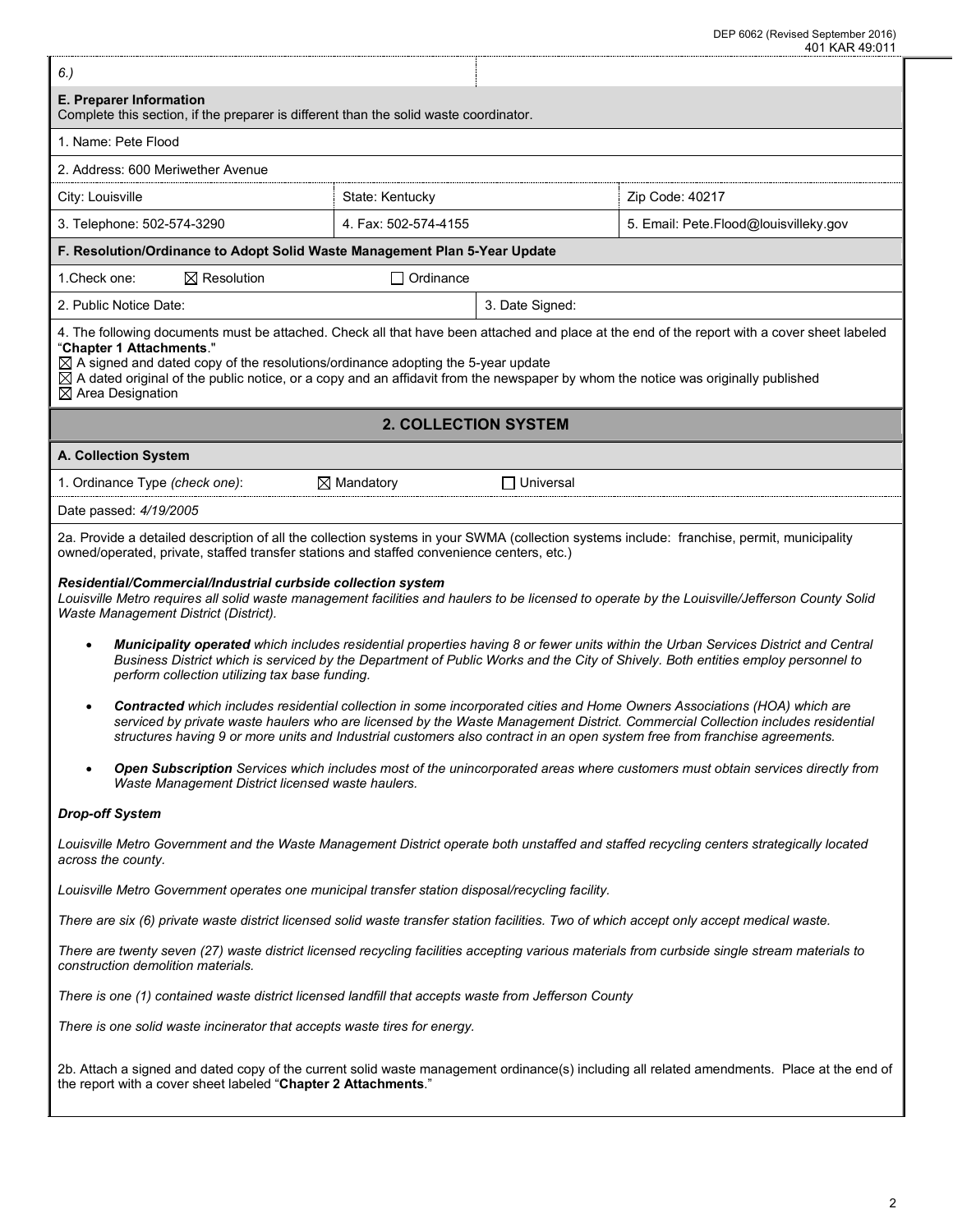6.)

**E. Preparer Information**
Complete this section, if the preparer is different than the solid waste coordinator.

| | | |
|---|---|---|
| 1. Name: Pete Flood | | |
| 2. Address: 600 Meriwether Avenue | | |
| City: Louisville | State: Kentucky | Zip Code: 40217 |
| 3. Telephone: 502-574-3290 | 4. Fax: 502-574-4155 | 5. Email: Pete.Flood@louisvilleky.gov |

**F. Resolution/Ordinance to Adopt Solid Waste Management Plan 5-Year Update**

1.Check one: ☒ Resolution ☐ Ordinance

| | |
|---|---|
| 2. Public Notice Date: | 3. Date Signed: |

4. The following documents must be attached. Check all that have been attached and place at the end of the report with a cover sheet labeled "**Chapter 1 Attachments**."
☒ A signed and dated copy of the resolutions/ordinance adopting the 5-year update
☒ A dated original of the public notice, or a copy and an affidavit from the newspaper by whom the notice was originally published
☒ Area Designation

## 2. COLLECTION SYSTEM

**A. Collection System**

1. Ordinance Type *(check one)*: ☒ Mandatory ☐ Universal

Date passed: *4/19/2005*

2a. Provide a detailed description of all the collection systems in your SWMA (collection systems include: franchise, permit, municipality owned/operated, private, staffed transfer stations and staffed convenience centers, etc.)

***Residential/Commercial/Industrial curbside collection system***
*Louisville Metro requires all solid waste management facilities and haulers to be licensed to operate by the Louisville/Jefferson County Solid Waste Management District (District).*

- ***Municipality operated*** *which includes residential properties having 8 or fewer units within the Urban Services District and Central Business District which is serviced by the Department of Public Works and the City of Shively. Both entities employ personnel to perform collection utilizing tax base funding.*
- ***Contracted*** *which includes residential collection in some incorporated cities and Home Owners Associations (HOA) which are serviced by private waste haulers who are licensed by the Waste Management District. Commercial Collection includes residential structures having 9 or more units and Industrial customers also contract in an open system free from franchise agreements.*
- ***Open Subscription*** *Services which includes most of the unincorporated areas where customers must obtain services directly from Waste Management District licensed waste haulers.*

***Drop-off System***

*Louisville Metro Government and the Waste Management District operate both unstaffed and staffed recycling centers strategically located across the county.*

*Louisville Metro Government operates one municipal transfer station disposal/recycling facility.*

*There are six (6) private waste district licensed solid waste transfer station facilities. Two of which accept only accept medical waste.*

*There are twenty seven (27) waste district licensed recycling facilities accepting various materials from curbside single stream materials to construction demolition materials.*

*There is one (1) contained waste district licensed landfill that accepts waste from Jefferson County*

*There is one solid waste incinerator that accepts waste tires for energy.*

2b. Attach a signed and dated copy of the current solid waste management ordinance(s) including all related amendments. Place at the end of the report with a cover sheet labeled "**Chapter 2 Attachments**."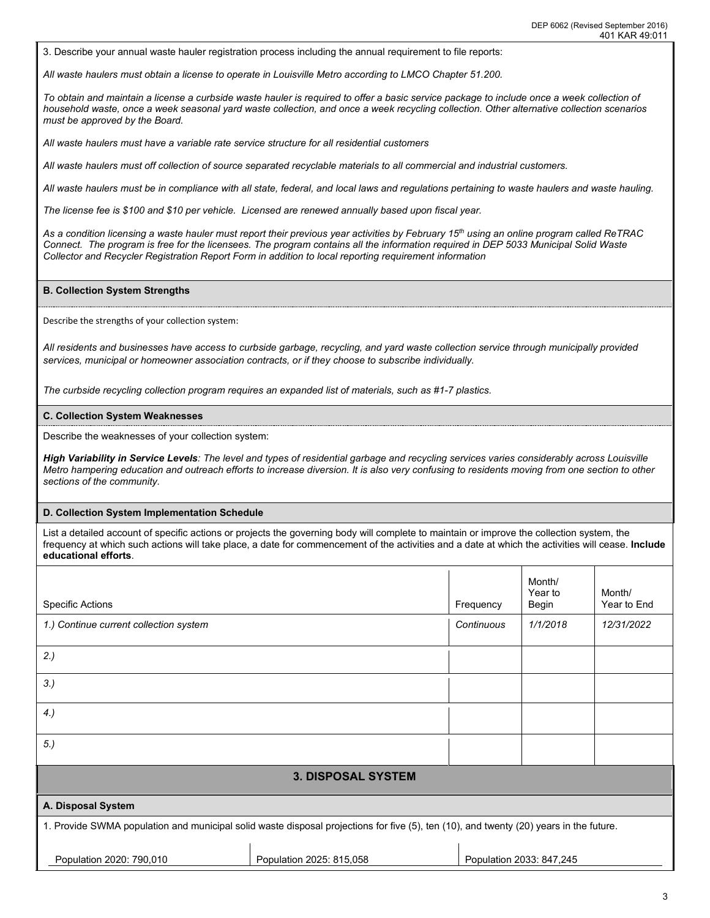3. Describe your annual waste hauler registration process including the annual requirement to file reports:

*All waste haulers must obtain a license to operate in Louisville Metro according to LMCO Chapter 51.200.*

*To obtain and maintain a license a curbside waste hauler is required to offer a basic service package to include once a week collection of household waste, once a week seasonal yard waste collection, and once a week recycling collection. Other alternative collection scenarios must be approved by the Board.*

*All waste haulers must have a variable rate service structure for all residential customers*

*All waste haulers must off collection of source separated recyclable materials to all commercial and industrial customers.*

*All waste haulers must be in compliance with all state, federal, and local laws and regulations pertaining to waste haulers and waste hauling.*

*The license fee is $100 and $10 per vehicle. Licensed are renewed annually based upon fiscal year.*

*As a condition licensing a waste hauler must report their previous year activities by February 15th using an online program called ReTRAC Connect. The program is free for the licensees. The program contains all the information required in DEP 5033 Municipal Solid Waste Collector and Recycler Registration Report Form in addition to local reporting requirement information*

### B. Collection System Strengths

Describe the strengths of your collection system:

*All residents and businesses have access to curbside garbage, recycling, and yard waste collection service through municipally provided services, municipal or homeowner association contracts, or if they choose to subscribe individually.*

*The curbside recycling collection program requires an expanded list of materials, such as #1-7 plastics.*

### C. Collection System Weaknesses

Describe the weaknesses of your collection system:

***High Variability in Service Levels**: The level and types of residential garbage and recycling services varies considerably across Louisville Metro hampering education and outreach efforts to increase diversion. It is also very confusing to residents moving from one section to other sections of the community.*

### D. Collection System Implementation Schedule

List a detailed account of specific actions or projects the governing body will complete to maintain or improve the collection system, the frequency at which such actions will take place, a date for commencement of the activities and a date at which the activities will cease. **Include educational efforts**.

| Specific Actions | Frequency | Month/ Year to Begin | Month/ Year to End |
|---|---|---|---|
| *1.) Continue current collection system* | *Continuous* | *1/1/2018* | *12/31/2022* |
| *2.)* | | | |
| *3.)* | | | |
| *4.)* | | | |
| *5.)* | | | |

## 3. DISPOSAL SYSTEM

### A. Disposal System

1. Provide SWMA population and municipal solid waste disposal projections for five (5), ten (10), and twenty (20) years in the future.

| Population 2020: 790,010 | Population 2025: 815,058 | Population 2033: 847,245 |
|---|---|---|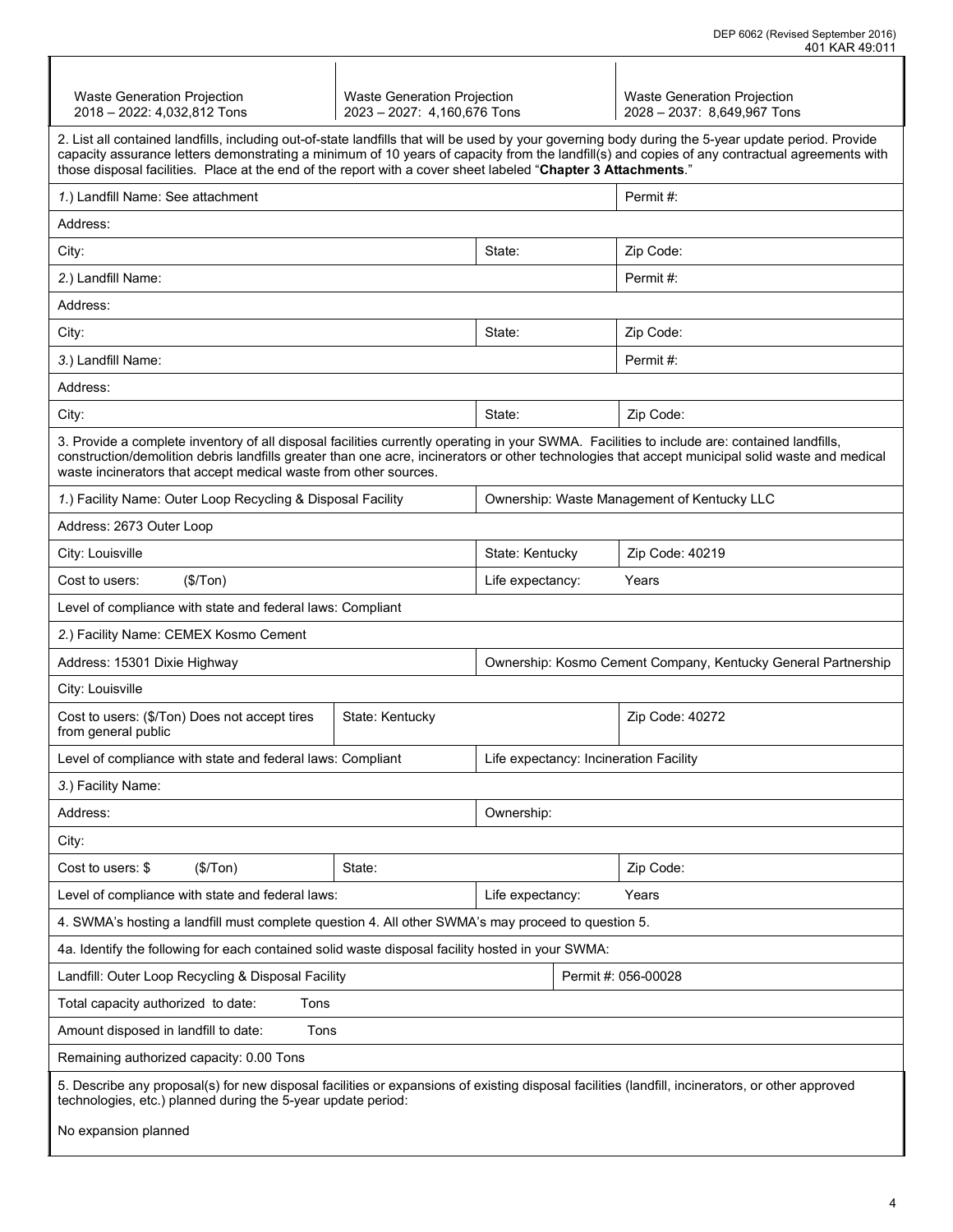| Waste Generation Projection 2018 – 2022: 4,032,812 Tons | Waste Generation Projection 2023 – 2027: 4,160,676 Tons | Waste Generation Projection 2028 – 2037: 8,649,967 Tons |
|---|---|---|

2. List all contained landfills, including out-of-state landfills that will be used by your governing body during the 5-year update period. Provide capacity assurance letters demonstrating a minimum of 10 years of capacity from the landfill(s) and copies of any contractual agreements with those disposal facilities. Place at the end of the report with a cover sheet labeled "**Chapter 3 Attachments**."

| | | |
|---|---|---|
| *1.)* Landfill Name: See attachment | | Permit #: |
| Address: | | |
| City: | State: | Zip Code: |
| *2.)* Landfill Name: | | Permit #: |
| Address: | | |
| City: | State: | Zip Code: |
| *3.)* Landfill Name: | | Permit #: |
| Address: | | |
| City: | State: | Zip Code: |

3. Provide a complete inventory of all disposal facilities currently operating in your SWMA. Facilities to include are: contained landfills, construction/demolition debris landfills greater than one acre, incinerators or other technologies that accept municipal solid waste and medical waste incinerators that accept medical waste from other sources.

| | | | |
|---|---|---|---|
| *1.)* Facility Name: Outer Loop Recycling & Disposal Facility | | Ownership: Waste Management of Kentucky LLC | |
| Address: 2673 Outer Loop | | | |
| City: Louisville | | State: Kentucky | Zip Code: 40219 |
| Cost to users: ($/Ton) | | Life expectancy: | Years |
| Level of compliance with state and federal laws: Compliant | | | |
| *2.)* Facility Name: CEMEX Kosmo Cement | | | |
| Address: 15301 Dixie Highway | | Ownership: Kosmo Cement Company, Kentucky General Partnership | |
| City: Louisville | | | |
| Cost to users: ($/Ton) Does not accept tires from general public | State: Kentucky | | Zip Code: 40272 |
| Level of compliance with state and federal laws: Compliant | | Life expectancy: Incineration Facility | |
| *3.)* Facility Name: | | | |
| Address: | | Ownership: | |
| City: | | | |
| Cost to users: $ ($/Ton) | State: | | Zip Code: |
| Level of compliance with state and federal laws: | | Life expectancy: | Years |

4. SWMA's hosting a landfill must complete question 4. All other SWMA's may proceed to question 5.

4a. Identify the following for each contained solid waste disposal facility hosted in your SWMA:

| | |
|---|---|
| Landfill: Outer Loop Recycling & Disposal Facility | Permit #: 056-00028 |
| Total capacity authorized to date: Tons | |
| Amount disposed in landfill to date: Tons | |
| Remaining authorized capacity: 0.00 Tons | |

5. Describe any proposal(s) for new disposal facilities or expansions of existing disposal facilities (landfill, incinerators, or other approved technologies, etc.) planned during the 5-year update period:

No expansion planned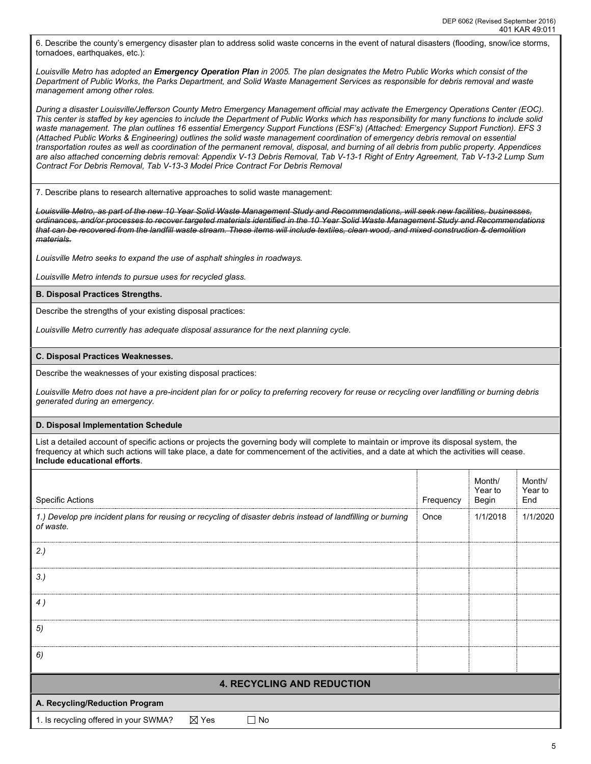6. Describe the county's emergency disaster plan to address solid waste concerns in the event of natural disasters (flooding, snow/ice storms, tornadoes, earthquakes, etc.):

*Louisville Metro has adopted an **Emergency Operation Plan** in 2005. The plan designates the Metro Public Works which consist of the Department of Public Works, the Parks Department, and Solid Waste Management Services as responsible for debris removal and waste management among other roles.*

*During a disaster Louisville/Jefferson County Metro Emergency Management official may activate the Emergency Operations Center (EOC). This center is staffed by key agencies to include the Department of Public Works which has responsibility for many functions to include solid waste management. The plan outlines 16 essential Emergency Support Functions (ESF's) (Attached: Emergency Support Function). EFS 3 (Attached Public Works & Engineering) outlines the solid waste management coordination of emergency debris removal on essential transportation routes as well as coordination of the permanent removal, disposal, and burning of all debris from public property. Appendices are also attached concerning debris removal: Appendix V-13 Debris Removal, Tab V-13-1 Right of Entry Agreement, Tab V-13-2 Lump Sum Contract For Debris Removal, Tab V-13-3 Model Price Contract For Debris Removal*

7. Describe plans to research alternative approaches to solid waste management:

~~*Louisville Metro, as part of the new 10 Year Solid Waste Management Study and Recommendations, will seek new facilities, businesses, ordinances, and/or processes to recover targeted materials identified in the 10 Year Solid Waste Management Study and Recommendations that can be recovered from the landfill waste stream. These items will include textiles, clean wood, and mixed construction & demolition materials.*~~

*Louisville Metro seeks to expand the use of asphalt shingles in roadways.*

*Louisville Metro intends to pursue uses for recycled glass.*

**B. Disposal Practices Strengths.**

Describe the strengths of your existing disposal practices:

*Louisville Metro currently has adequate disposal assurance for the next planning cycle.*

**C. Disposal Practices Weaknesses.**

Describe the weaknesses of your existing disposal practices:

*Louisville Metro does not have a pre-incident plan for or policy to preferring recovery for reuse or recycling over landfilling or burning debris generated during an emergency.*

**D. Disposal Implementation Schedule**

List a detailed account of specific actions or projects the governing body will complete to maintain or improve its disposal system, the frequency at which such actions will take place, a date for commencement of the activities, and a date at which the activities will cease. **Include educational efforts**.

| Specific Actions | Frequency | Month/ Year to Begin | Month/ Year to End |
|---|---|---|---|
| *1.) Develop pre incident plans for reusing or recycling of disaster debris instead of landfilling or burning of waste.* | Once | 1/1/2018 | 1/1/2020 |
| *2.)* | | | |
| *3.)* | | | |
| *4 )* | | | |
| *5)* | | | |
| *6)* | | | |

## 4. RECYCLING AND REDUCTION

**A. Recycling/Reduction Program**

1. Is recycling offered in your SWMA? ☒ Yes ☐ No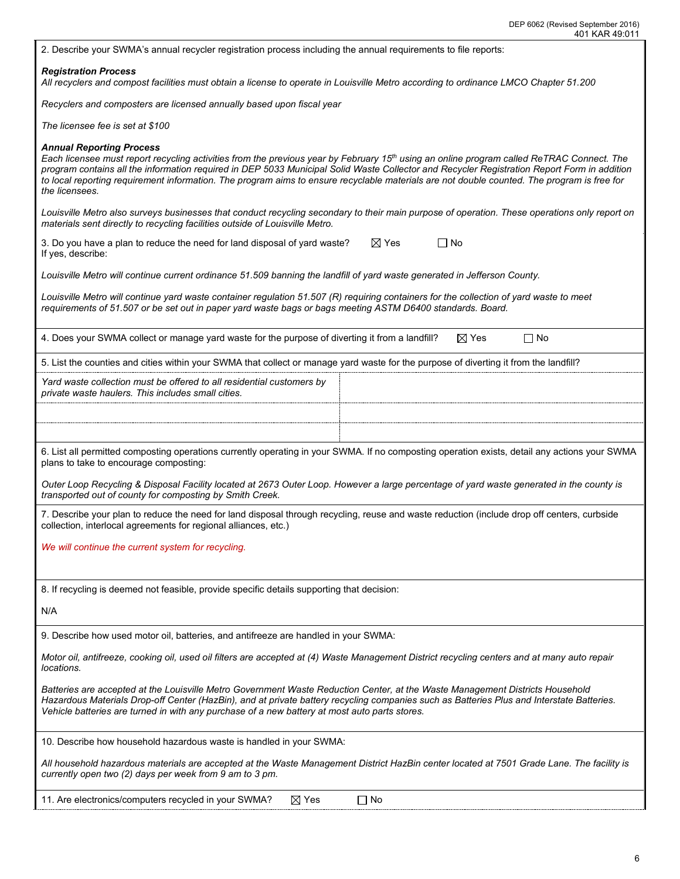2. Describe your SWMA's annual recycler registration process including the annual requirements to file reports:

***Registration Process***

*All recyclers and compost facilities must obtain a license to operate in Louisville Metro according to ordinance LMCO Chapter 51.200*

*Recyclers and composters are licensed annually based upon fiscal year*

*The licensee fee is set at $100*

***Annual Reporting Process***

*Each licensee must report recycling activities from the previous year by February 15th using an online program called ReTRAC Connect. The program contains all the information required in DEP 5033 Municipal Solid Waste Collector and Recycler Registration Report Form in addition to local reporting requirement information. The program aims to ensure recyclable materials are not double counted. The program is free for the licensees.*

*Louisville Metro also surveys businesses that conduct recycling secondary to their main purpose of operation. These operations only report on materials sent directly to recycling facilities outside of Louisville Metro.*

3. Do you have a plan to reduce the need for land disposal of yard waste? ☒ Yes ☐ No
If yes, describe:

*Louisville Metro will continue current ordinance 51.509 banning the landfill of yard waste generated in Jefferson County.*

*Louisville Metro will continue yard waste container regulation 51.507 (R) requiring containers for the collection of yard waste to meet requirements of 51.507 or be set out in paper yard waste bags or bags meeting ASTM D6400 standards. Board.*

4. Does your SWMA collect or manage yard waste for the purpose of diverting it from a landfill? ☒ Yes ☐ No

5. List the counties and cities within your SWMA that collect or manage yard waste for the purpose of diverting it from the landfill?

| | |
|---|---|
| *Yard waste collection must be offered to all residential customers by private waste haulers. This includes small cities.* | |
| | |
| | |

6. List all permitted composting operations currently operating in your SWMA. If no composting operation exists, detail any actions your SWMA plans to take to encourage composting:

*Outer Loop Recycling & Disposal Facility located at 2673 Outer Loop. However a large percentage of yard waste generated in the county is transported out of county for composting by Smith Creek.*

7. Describe your plan to reduce the need for land disposal through recycling, reuse and waste reduction (include drop off centers, curbside collection, interlocal agreements for regional alliances, etc.)

*We will continue the current system for recycling.*

8. If recycling is deemed not feasible, provide specific details supporting that decision:

N/A

9. Describe how used motor oil, batteries, and antifreeze are handled in your SWMA:

*Motor oil, antifreeze, cooking oil, used oil filters are accepted at (4) Waste Management District recycling centers and at many auto repair locations.*

*Batteries are accepted at the Louisville Metro Government Waste Reduction Center, at the Waste Management Districts Household Hazardous Materials Drop-off Center (HazBin), and at private battery recycling companies such as Batteries Plus and Interstate Batteries. Vehicle batteries are turned in with any purchase of a new battery at most auto parts stores.*

10. Describe how household hazardous waste is handled in your SWMA:

*All household hazardous materials are accepted at the Waste Management District HazBin center located at 7501 Grade Lane. The facility is currently open two (2) days per week from 9 am to 3 pm.*

11. Are electronics/computers recycled in your SWMA? ☒ Yes ☐ No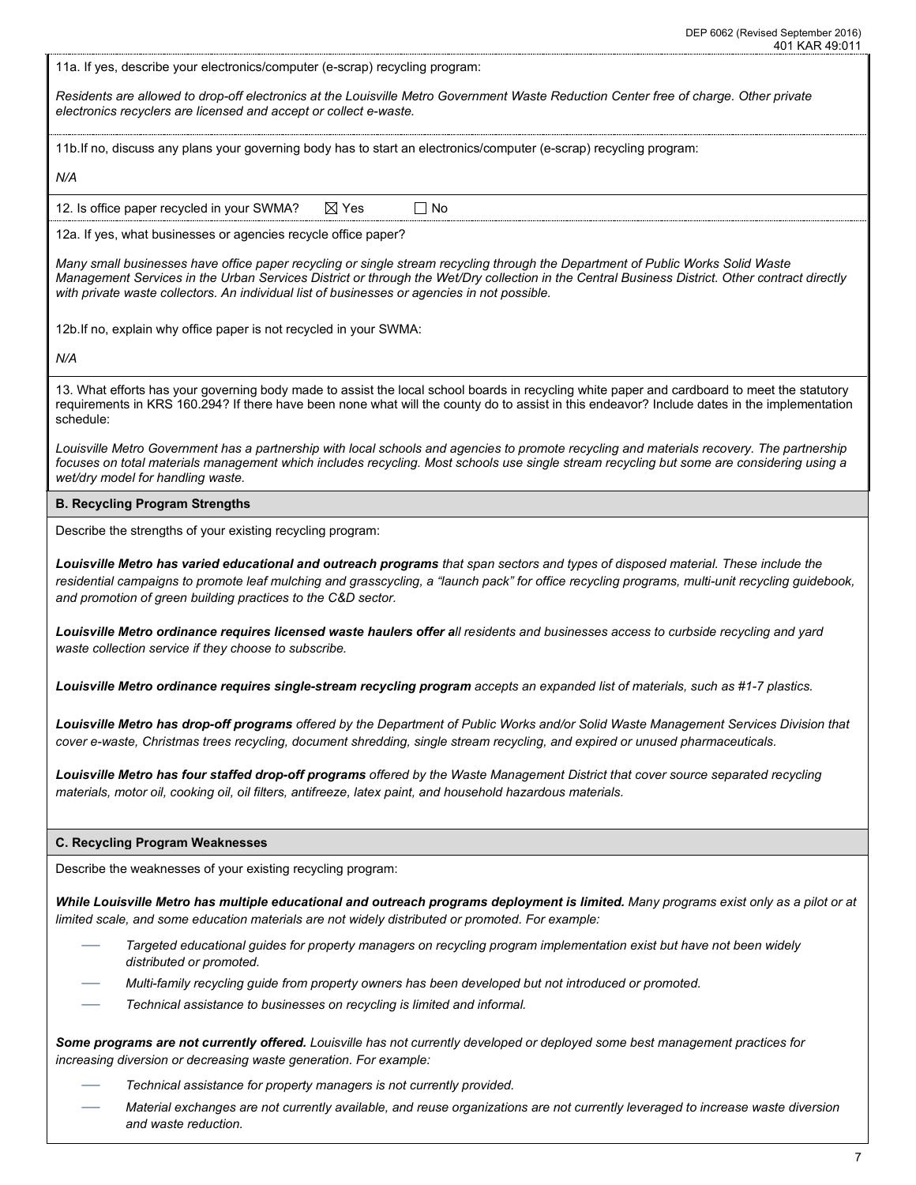11a. If yes, describe your electronics/computer (e-scrap) recycling program:

*Residents are allowed to drop-off electronics at the Louisville Metro Government Waste Reduction Center free of charge. Other private electronics recyclers are licensed and accept or collect e-waste.*

11b.If no, discuss any plans your governing body has to start an electronics/computer (e-scrap) recycling program:

*N/A*

12. Is office paper recycled in your SWMA? ☒ Yes ☐ No

12a. If yes, what businesses or agencies recycle office paper?

*Many small businesses have office paper recycling or single stream recycling through the Department of Public Works Solid Waste Management Services in the Urban Services District or through the Wet/Dry collection in the Central Business District. Other contract directly with private waste collectors. An individual list of businesses or agencies in not possible.*

12b.If no, explain why office paper is not recycled in your SWMA:

*N/A*

13. What efforts has your governing body made to assist the local school boards in recycling white paper and cardboard to meet the statutory requirements in KRS 160.294? If there have been none what will the county do to assist in this endeavor? Include dates in the implementation schedule:

*Louisville Metro Government has a partnership with local schools and agencies to promote recycling and materials recovery. The partnership focuses on total materials management which includes recycling. Most schools use single stream recycling but some are considering using a wet/dry model for handling waste.*

## B. Recycling Program Strengths

Describe the strengths of your existing recycling program:

***Louisville Metro has varied educational and outreach programs** that span sectors and types of disposed material. These include the residential campaigns to promote leaf mulching and grasscycling, a "launch pack" for office recycling programs, multi-unit recycling guidebook, and promotion of green building practices to the C&D sector.*

***Louisville Metro ordinance requires licensed waste haulers offer a**ll residents and businesses access to curbside recycling and yard waste collection service if they choose to subscribe.*

***Louisville Metro ordinance requires single-stream recycling program** accepts an expanded list of materials, such as #1-7 plastics.*

***Louisville Metro has drop-off programs** offered by the Department of Public Works and/or Solid Waste Management Services Division that cover e-waste, Christmas trees recycling, document shredding, single stream recycling, and expired or unused pharmaceuticals.*

***Louisville Metro has four staffed drop-off programs** offered by the Waste Management District that cover source separated recycling materials, motor oil, cooking oil, oil filters, antifreeze, latex paint, and household hazardous materials.*

## C. Recycling Program Weaknesses

Describe the weaknesses of your existing recycling program:

***While Louisville Metro has multiple educational and outreach programs deployment is limited.** Many programs exist only as a pilot or at limited scale, and some education materials are not widely distributed or promoted. For example:*

- *Targeted educational guides for property managers on recycling program implementation exist but have not been widely distributed or promoted.*
- *Multi-family recycling guide from property owners has been developed but not introduced or promoted.*
- *Technical assistance to businesses on recycling is limited and informal.*

***Some programs are not currently offered.** Louisville has not currently developed or deployed some best management practices for increasing diversion or decreasing waste generation. For example:*

- *Technical assistance for property managers is not currently provided.*
- *Material exchanges are not currently available, and reuse organizations are not currently leveraged to increase waste diversion and waste reduction.*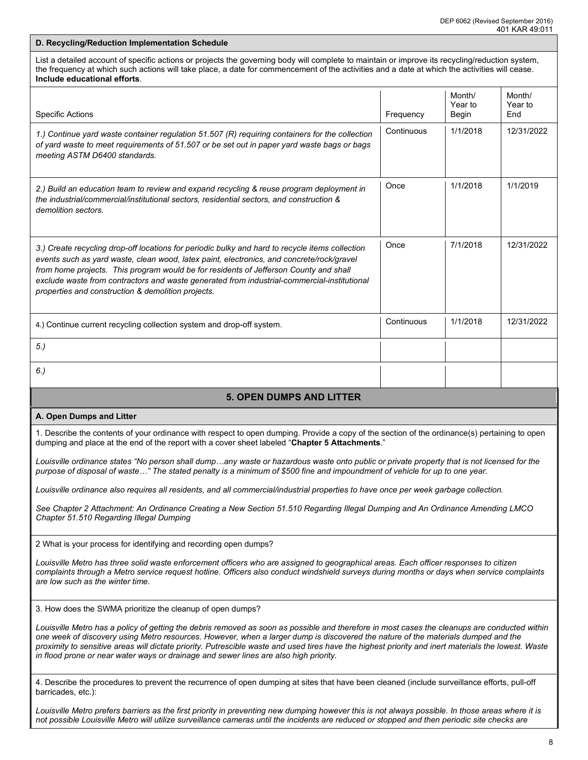### D. Recycling/Reduction Implementation Schedule

List a detailed account of specific actions or projects the governing body will complete to maintain or improve its recycling/reduction system, the frequency at which such actions will take place, a date for commencement of the activities and a date at which the activities will cease. **Include educational efforts**.

| Specific Actions | Frequency | Month/ Year to Begin | Month/ Year to End |
|---|---|---|---|
| *1.) Continue yard waste container regulation 51.507 (R) requiring containers for the collection of yard waste to meet requirements of 51.507 or be set out in paper yard waste bags or bags meeting ASTM D6400 standards.* | Continuous | 1/1/2018 | 12/31/2022 |
| *2.) Build an education team to review and expand recycling & reuse program deployment in the industrial/commercial/institutional sectors, residential sectors, and construction & demolition sectors.* | Once | 1/1/2018 | 1/1/2019 |
| *3.) Create recycling drop-off locations for periodic bulky and hard to recycle items collection events such as yard waste, clean wood, latex paint, electronics, and concrete/rock/gravel from home projects. This program would be for residents of Jefferson County and shall exclude waste from contractors and waste generated from industrial-commercial-institutional properties and construction & demolition projects.* | Once | 7/1/2018 | 12/31/2022 |
| 4.) Continue current recycling collection system and drop-off system. | Continuous | 1/1/2018 | 12/31/2022 |
| *5.)* | | | |
| *6.)* | | | |

## 5. OPEN DUMPS AND LITTER

### A. Open Dumps and Litter

1. Describe the contents of your ordinance with respect to open dumping. Provide a copy of the section of the ordinance(s) pertaining to open dumping and place at the end of the report with a cover sheet labeled "**Chapter 5 Attachments**."

*Louisville ordinance states "No person shall dump…any waste or hazardous waste onto public or private property that is not licensed for the purpose of disposal of waste…" The stated penalty is a minimum of $500 fine and impoundment of vehicle for up to one year.*

*Louisville ordinance also requires all residents, and all commercial/industrial properties to have once per week garbage collection.*

*See Chapter 2 Attachment: An Ordinance Creating a New Section 51.510 Regarding Illegal Dumping and An Ordinance Amending LMCO Chapter 51.510 Regarding Illegal Dumping*

2 What is your process for identifying and recording open dumps?

*Louisville Metro has three solid waste enforcement officers who are assigned to geographical areas. Each officer responses to citizen complaints through a Metro service request hotline. Officers also conduct windshield surveys during months or days when service complaints are low such as the winter time.*

3. How does the SWMA prioritize the cleanup of open dumps?

*Louisville Metro has a policy of getting the debris removed as soon as possible and therefore in most cases the cleanups are conducted within one week of discovery using Metro resources. However, when a larger dump is discovered the nature of the materials dumped and the proximity to sensitive areas will dictate priority. Putrescible waste and used tires have the highest priority and inert materials the lowest. Waste in flood prone or near water ways or drainage and sewer lines are also high priority.*

4. Describe the procedures to prevent the recurrence of open dumping at sites that have been cleaned (include surveillance efforts, pull-off barricades, etc.):

*Louisville Metro prefers barriers as the first priority in preventing new dumping however this is not always possible. In those areas where it is not possible Louisville Metro will utilize surveillance cameras until the incidents are reduced or stopped and then periodic site checks are*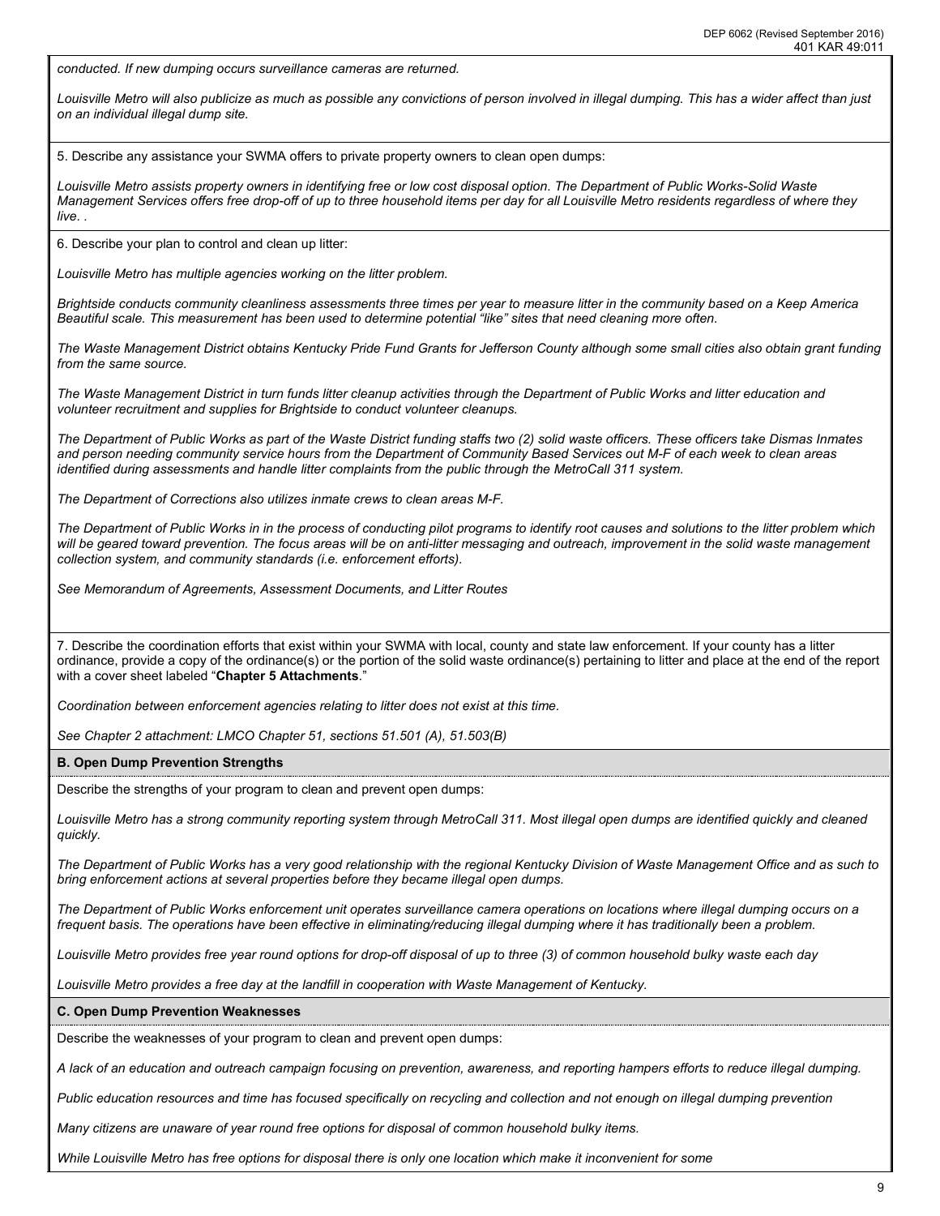*conducted. If new dumping occurs surveillance cameras are returned.*

*Louisville Metro will also publicize as much as possible any convictions of person involved in illegal dumping. This has a wider affect than just on an individual illegal dump site.*

5. Describe any assistance your SWMA offers to private property owners to clean open dumps:

*Louisville Metro assists property owners in identifying free or low cost disposal option. The Department of Public Works-Solid Waste Management Services offers free drop-off of up to three household items per day for all Louisville Metro residents regardless of where they live. .*

6. Describe your plan to control and clean up litter:

*Louisville Metro has multiple agencies working on the litter problem.*

*Brightside conducts community cleanliness assessments three times per year to measure litter in the community based on a Keep America Beautiful scale. This measurement has been used to determine potential "like" sites that need cleaning more often.*

*The Waste Management District obtains Kentucky Pride Fund Grants for Jefferson County although some small cities also obtain grant funding from the same source.*

*The Waste Management District in turn funds litter cleanup activities through the Department of Public Works and litter education and volunteer recruitment and supplies for Brightside to conduct volunteer cleanups.*

*The Department of Public Works as part of the Waste District funding staffs two (2) solid waste officers. These officers take Dismas Inmates and person needing community service hours from the Department of Community Based Services out M-F of each week to clean areas identified during assessments and handle litter complaints from the public through the MetroCall 311 system.*

*The Department of Corrections also utilizes inmate crews to clean areas M-F.*

*The Department of Public Works in in the process of conducting pilot programs to identify root causes and solutions to the litter problem which will be geared toward prevention. The focus areas will be on anti-litter messaging and outreach, improvement in the solid waste management collection system, and community standards (i.e. enforcement efforts).*

*See Memorandum of Agreements, Assessment Documents, and Litter Routes*

7. Describe the coordination efforts that exist within your SWMA with local, county and state law enforcement. If your county has a litter ordinance, provide a copy of the ordinance(s) or the portion of the solid waste ordinance(s) pertaining to litter and place at the end of the report with a cover sheet labeled "**Chapter 5 Attachments**."

*Coordination between enforcement agencies relating to litter does not exist at this time.*

*See Chapter 2 attachment: LMCO Chapter 51, sections 51.501 (A), 51.503(B)*

**B. Open Dump Prevention Strengths**

Describe the strengths of your program to clean and prevent open dumps:

*Louisville Metro has a strong community reporting system through MetroCall 311. Most illegal open dumps are identified quickly and cleaned quickly.*

*The Department of Public Works has a very good relationship with the regional Kentucky Division of Waste Management Office and as such to bring enforcement actions at several properties before they became illegal open dumps.*

*The Department of Public Works enforcement unit operates surveillance camera operations on locations where illegal dumping occurs on a frequent basis. The operations have been effective in eliminating/reducing illegal dumping where it has traditionally been a problem.*

*Louisville Metro provides free year round options for drop-off disposal of up to three (3) of common household bulky waste each day*

*Louisville Metro provides a free day at the landfill in cooperation with Waste Management of Kentucky.*

**C. Open Dump Prevention Weaknesses**

Describe the weaknesses of your program to clean and prevent open dumps:

*A lack of an education and outreach campaign focusing on prevention, awareness, and reporting hampers efforts to reduce illegal dumping.*

*Public education resources and time has focused specifically on recycling and collection and not enough on illegal dumping prevention*

*Many citizens are unaware of year round free options for disposal of common household bulky items.*

*While Louisville Metro has free options for disposal there is only one location which make it inconvenient for some*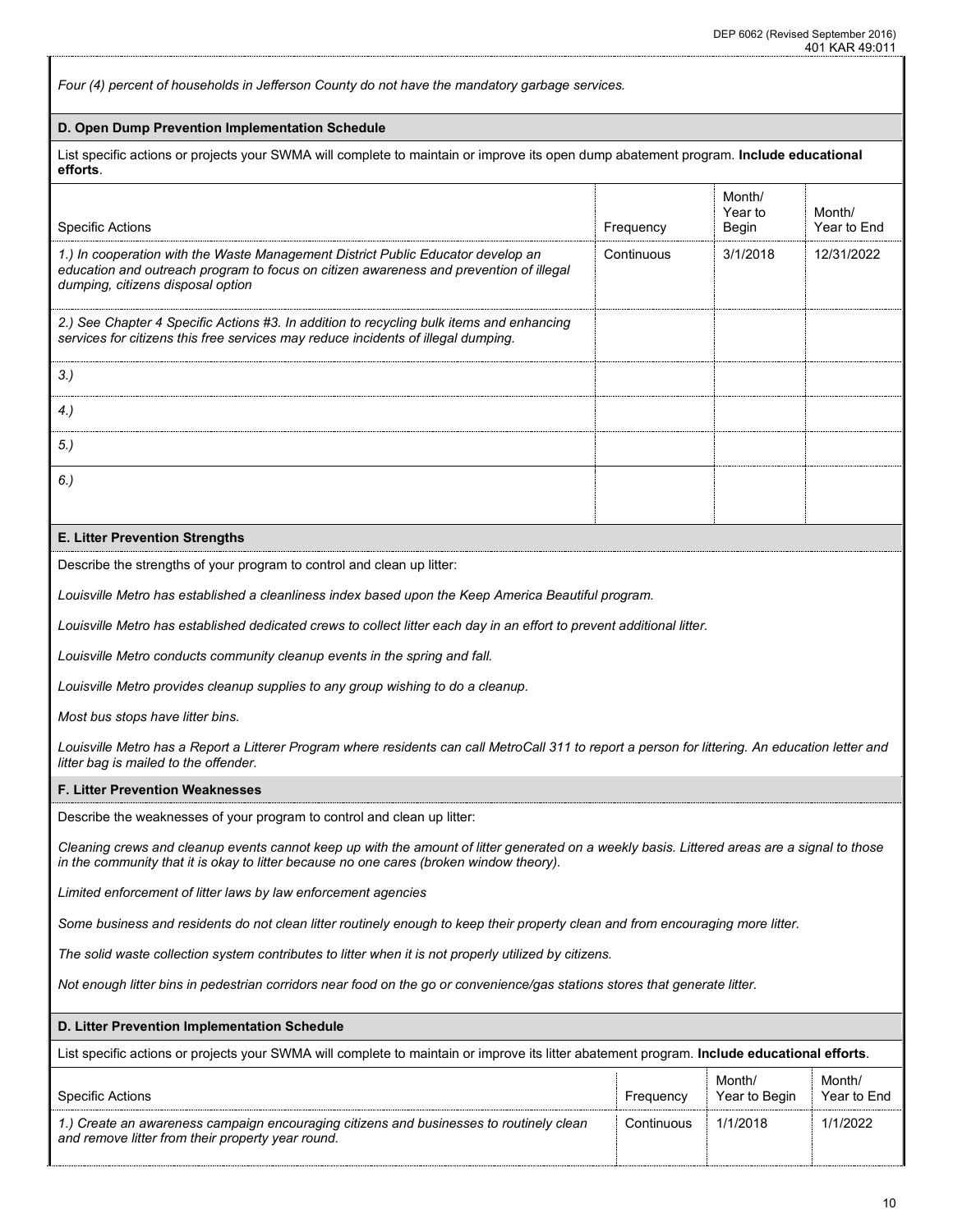*Four (4) percent of households in Jefferson County do not have the mandatory garbage services.*

### D. Open Dump Prevention Implementation Schedule

List specific actions or projects your SWMA will complete to maintain or improve its open dump abatement program. **Include educational efforts**.

| Specific Actions | Frequency | Month/ Year to Begin | Month/ Year to End |
|---|---|---|---|
| *1.) In cooperation with the Waste Management District Public Educator develop an education and outreach program to focus on citizen awareness and prevention of illegal dumping, citizens disposal option* | Continuous | 3/1/2018 | 12/31/2022 |
| *2.) See Chapter 4 Specific Actions #3. In addition to recycling bulk items and enhancing services for citizens this free services may reduce incidents of illegal dumping.* | | | |
| *3.)* | | | |
| *4.)* | | | |
| *5.)* | | | |
| *6.)* | | | |

### E. Litter Prevention Strengths

Describe the strengths of your program to control and clean up litter:

*Louisville Metro has established a cleanliness index based upon the Keep America Beautiful program.*

*Louisville Metro has established dedicated crews to collect litter each day in an effort to prevent additional litter.*

*Louisville Metro conducts community cleanup events in the spring and fall.*

*Louisville Metro provides cleanup supplies to any group wishing to do a cleanup.*

*Most bus stops have litter bins.*

*Louisville Metro has a Report a Litterer Program where residents can call MetroCall 311 to report a person for littering. An education letter and litter bag is mailed to the offender.*

### F. Litter Prevention Weaknesses

Describe the weaknesses of your program to control and clean up litter:

*Cleaning crews and cleanup events cannot keep up with the amount of litter generated on a weekly basis. Littered areas are a signal to those in the community that it is okay to litter because no one cares (broken window theory).*

*Limited enforcement of litter laws by law enforcement agencies*

*Some business and residents do not clean litter routinely enough to keep their property clean and from encouraging more litter.*

*The solid waste collection system contributes to litter when it is not properly utilized by citizens.*

*Not enough litter bins in pedestrian corridors near food on the go or convenience/gas stations stores that generate litter.*

### D. Litter Prevention Implementation Schedule

List specific actions or projects your SWMA will complete to maintain or improve its litter abatement program. **Include educational efforts**.

| Specific Actions | Frequency | Month/ Year to Begin | Month/ Year to End |
|---|---|---|---|
| *1.) Create an awareness campaign encouraging citizens and businesses to routinely clean and remove litter from their property year round.* | Continuous | 1/1/2018 | 1/1/2022 |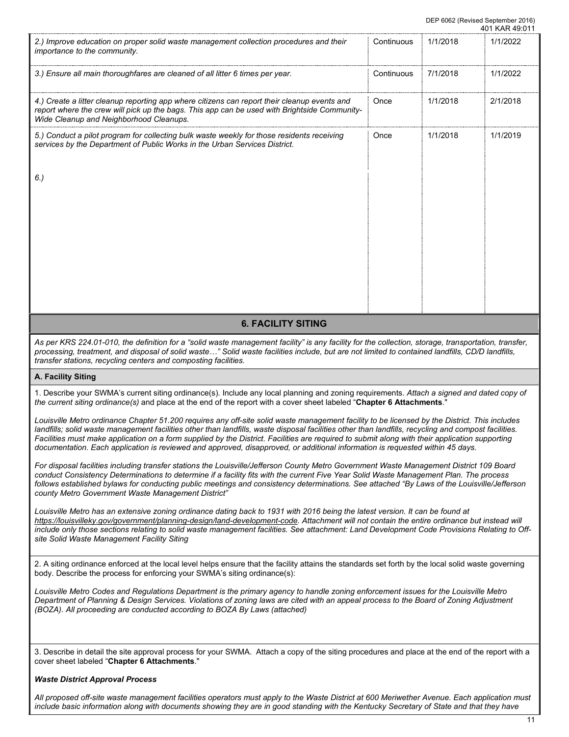| | | | |
|---|---|---|---|
| *2.) Improve education on proper solid waste management collection procedures and their importance to the community.* | Continuous | 1/1/2018 | 1/1/2022 |
| *3.) Ensure all main thoroughfares are cleaned of all litter 6 times per year.* | Continuous | 7/1/2018 | 1/1/2022 |
| *4.) Create a litter cleanup reporting app where citizens can report their cleanup events and report where the crew will pick up the bags. This app can be used with Brightside Community-Wide Cleanup and Neighborhood Cleanups.* | Once | 1/1/2018 | 2/1/2018 |
| *5.) Conduct a pilot program for collecting bulk waste weekly for those residents receiving services by the Department of Public Works in the Urban Services District.* | Once | 1/1/2018 | 1/1/2019 |
| *6.)* | | | |

## 6. FACILITY SITING

*As per KRS 224.01-010, the definition for a "solid waste management facility" is any facility for the collection, storage, transportation, transfer, processing, treatment, and disposal of solid waste…" Solid waste facilities include, but are not limited to contained landfills, CD/D landfills, transfer stations, recycling centers and composting facilities.*

### A. Facility Siting

1. Describe your SWMA's current siting ordinance(s). Include any local planning and zoning requirements. *Attach a signed and dated copy of the current siting ordinance(s)* and place at the end of the report with a cover sheet labeled "**Chapter 6 Attachments**."

*Louisville Metro ordinance Chapter 51.200 requires any off-site solid waste management facility to be licensed by the District. This includes landfills; solid waste management facilities other than landfills, waste disposal facilities other than landfills, recycling and compost facilities. Facilities must make application on a form supplied by the District. Facilities are required to submit along with their application supporting documentation. Each application is reviewed and approved, disapproved, or additional information is requested within 45 days.*

*For disposal facilities including transfer stations the Louisville/Jefferson County Metro Government Waste Management District 109 Board conduct Consistency Determinations to determine if a facility fits with the current Five Year Solid Waste Management Plan. The process follows established bylaws for conducting public meetings and consistency determinations. See attached "By Laws of the Louisville/Jefferson county Metro Government Waste Management District"*

*Louisville Metro has an extensive zoning ordinance dating back to 1931 with 2016 being the latest version. It can be found at https://louisvilleky.gov/government/planning-design/land-development-code. Attachment will not contain the entire ordinance but instead will include only those sections relating to solid waste management facilities. See attachment: Land Development Code Provisions Relating to Off-site Solid Waste Management Facility Siting*

2. A siting ordinance enforced at the local level helps ensure that the facility attains the standards set forth by the local solid waste governing body. Describe the process for enforcing your SWMA's siting ordinance(s):

*Louisville Metro Codes and Regulations Department is the primary agency to handle zoning enforcement issues for the Louisville Metro Department of Planning & Design Services. Violations of zoning laws are cited with an appeal process to the Board of Zoning Adjustment (BOZA). All proceeding are conducted according to BOZA By Laws (attached)*

3. Describe in detail the site approval process for your SWMA. Attach a copy of the siting procedures and place at the end of the report with a cover sheet labeled "**Chapter 6 Attachments**."

***Waste District Approval Process***

*All proposed off-site waste management facilities operators must apply to the Waste District at 600 Meriwether Avenue. Each application must include basic information along with documents showing they are in good standing with the Kentucky Secretary of State and that they have*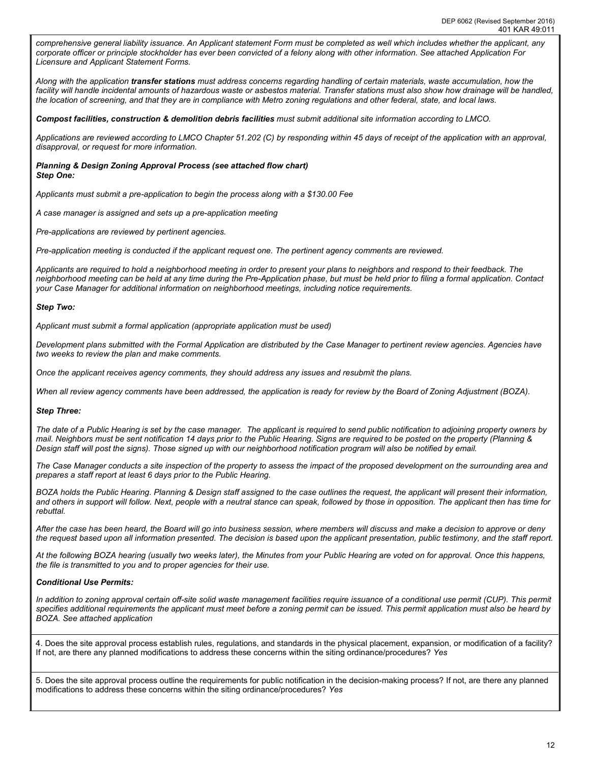*comprehensive general liability issuance. An Applicant statement Form must be completed as well which includes whether the applicant, any corporate officer or principle stockholder has ever been convicted of a felony along with other information. See attached Application For Licensure and Applicant Statement Forms.*

*Along with the application **transfer stations** must address concerns regarding handling of certain materials, waste accumulation, how the facility will handle incidental amounts of hazardous waste or asbestos material. Transfer stations must also show how drainage will be handled, the location of screening, and that they are in compliance with Metro zoning regulations and other federal, state, and local laws.*

***Compost facilities, construction & demolition debris facilities** must submit additional site information according to LMCO.*

*Applications are reviewed according to LMCO Chapter 51.202 (C) by responding within 45 days of receipt of the application with an approval, disapproval, or request for more information.*

***Planning & Design Zoning Approval Process (see attached flow chart)***
***Step One:***

*Applicants must submit a pre-application to begin the process along with a $130.00 Fee*

*A case manager is assigned and sets up a pre-application meeting*

*Pre-applications are reviewed by pertinent agencies.*

*Pre-application meeting is conducted if the applicant request one. The pertinent agency comments are reviewed.*

*Applicants are required to hold a neighborhood meeting in order to present your plans to neighbors and respond to their feedback. The neighborhood meeting can be held at any time during the Pre-Application phase, but must be held prior to filing a formal application. Contact your Case Manager for additional information on neighborhood meetings, including notice requirements.*

***Step Two:***

*Applicant must submit a formal application (appropriate application must be used)*

*Development plans submitted with the Formal Application are distributed by the Case Manager to pertinent review agencies. Agencies have two weeks to review the plan and make comments.*

*Once the applicant receives agency comments, they should address any issues and resubmit the plans.*

*When all review agency comments have been addressed, the application is ready for review by the Board of Zoning Adjustment (BOZA).*

***Step Three:***

*The date of a Public Hearing is set by the case manager. The applicant is required to send public notification to adjoining property owners by mail. Neighbors must be sent notification 14 days prior to the Public Hearing. Signs are required to be posted on the property (Planning & Design staff will post the signs). Those signed up with our neighborhood notification program will also be notified by email.*

*The Case Manager conducts a site inspection of the property to assess the impact of the proposed development on the surrounding area and prepares a staff report at least 6 days prior to the Public Hearing.*

*BOZA holds the Public Hearing. Planning & Design staff assigned to the case outlines the request, the applicant will present their information, and others in support will follow. Next, people with a neutral stance can speak, followed by those in opposition. The applicant then has time for rebuttal.*

*After the case has been heard, the Board will go into business session, where members will discuss and make a decision to approve or deny the request based upon all information presented. The decision is based upon the applicant presentation, public testimony, and the staff report.*

*At the following BOZA hearing (usually two weeks later), the Minutes from your Public Hearing are voted on for approval. Once this happens, the file is transmitted to you and to proper agencies for their use.*

***Conditional Use Permits:***

*In addition to zoning approval certain off-site solid waste management facilities require issuance of a conditional use permit (CUP). This permit specifies additional requirements the applicant must meet before a zoning permit can be issued. This permit application must also be heard by BOZA. See attached application*

4. Does the site approval process establish rules, regulations, and standards in the physical placement, expansion, or modification of a facility? If not, are there any planned modifications to address these concerns within the siting ordinance/procedures? *Yes*

5. Does the site approval process outline the requirements for public notification in the decision-making process? If not, are there any planned modifications to address these concerns within the siting ordinance/procedures? *Yes*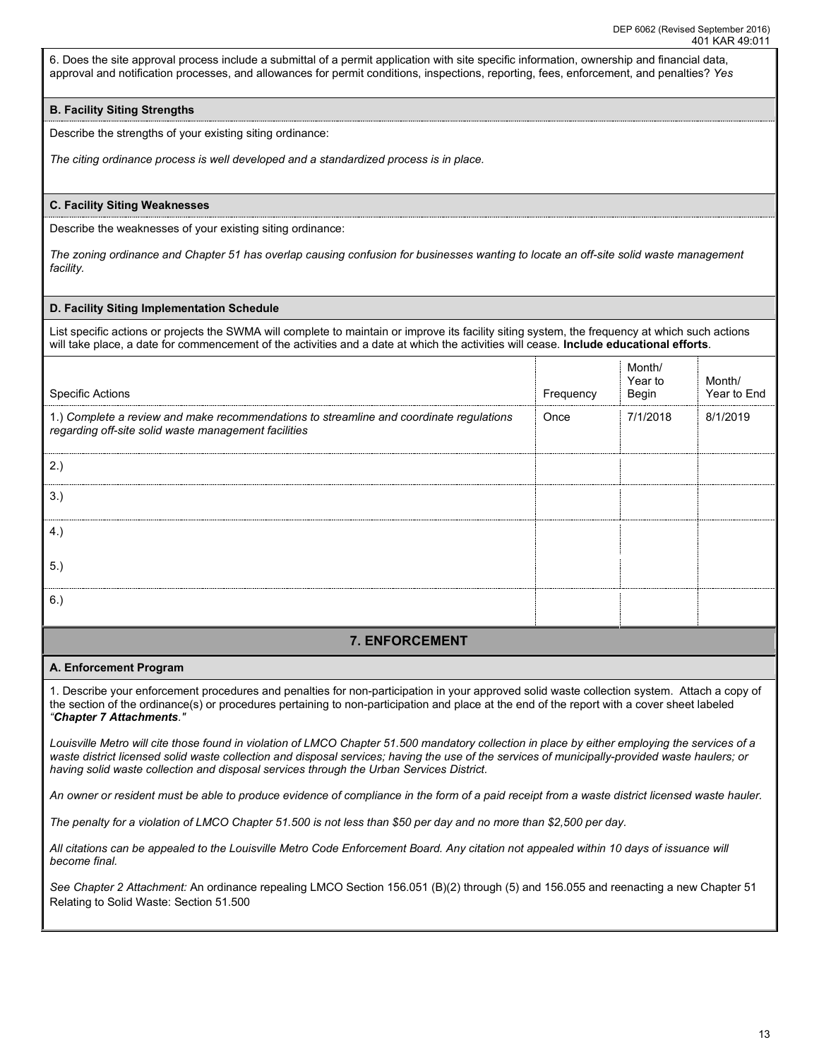6. Does the site approval process include a submittal of a permit application with site specific information, ownership and financial data, approval and notification processes, and allowances for permit conditions, inspections, reporting, fees, enforcement, and penalties? *Yes*

### B. Facility Siting Strengths

Describe the strengths of your existing siting ordinance:

*The citing ordinance process is well developed and a standardized process is in place.*

### C. Facility Siting Weaknesses

Describe the weaknesses of your existing siting ordinance:

*The zoning ordinance and Chapter 51 has overlap causing confusion for businesses wanting to locate an off-site solid waste management facility.*

### D. Facility Siting Implementation Schedule

List specific actions or projects the SWMA will complete to maintain or improve its facility siting system, the frequency at which such actions will take place, a date for commencement of the activities and a date at which the activities will cease. **Include educational efforts**.

| Specific Actions | Frequency | Month/ Year to Begin | Month/ Year to End |
|---|---|---|---|
| 1.) *Complete a review and make recommendations to streamline and coordinate regulations regarding off-site solid waste management facilities* | Once | 7/1/2018 | 8/1/2019 |
| 2.) | | | |
| 3.) | | | |
| 4.) | | | |
| 5.) | | | |
| 6.) | | | |

## 7. ENFORCEMENT

### A. Enforcement Program

1. Describe your enforcement procedures and penalties for non-participation in your approved solid waste collection system. Attach a copy of the section of the ordinance(s) or procedures pertaining to non-participation and place at the end of the report with a cover sheet labeled *"**Chapter 7 Attachments**."*

*Louisville Metro will cite those found in violation of LMCO Chapter 51.500 mandatory collection in place by either employing the services of a waste district licensed solid waste collection and disposal services; having the use of the services of municipally-provided waste haulers; or having solid waste collection and disposal services through the Urban Services District.*

*An owner or resident must be able to produce evidence of compliance in the form of a paid receipt from a waste district licensed waste hauler.*

*The penalty for a violation of LMCO Chapter 51.500 is not less than $50 per day and no more than $2,500 per day.*

*All citations can be appealed to the Louisville Metro Code Enforcement Board. Any citation not appealed within 10 days of issuance will become final.*

*See Chapter 2 Attachment:* An ordinance repealing LMCO Section 156.051 (B)(2) through (5) and 156.055 and reenacting a new Chapter 51 Relating to Solid Waste: Section 51.500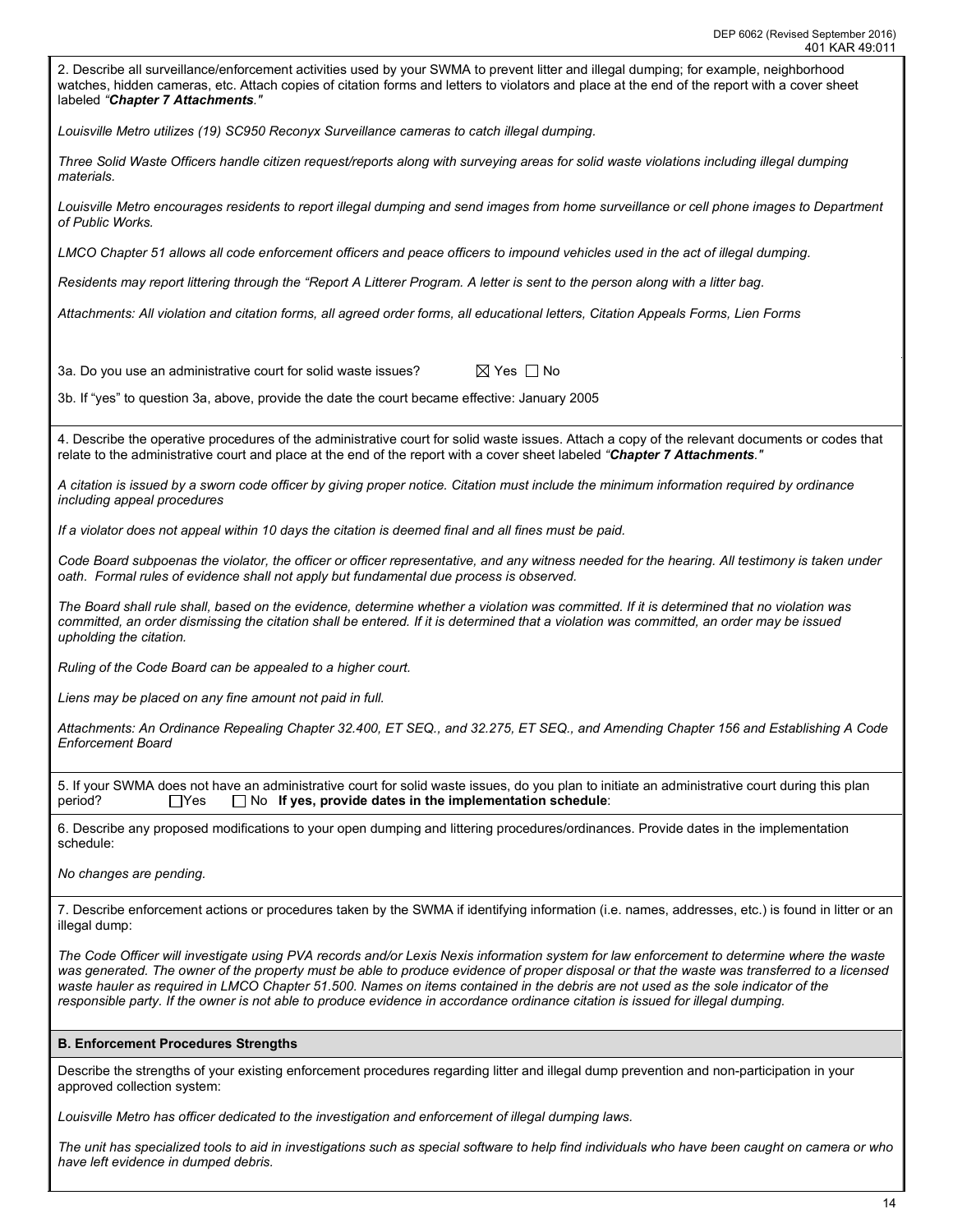2. Describe all surveillance/enforcement activities used by your SWMA to prevent litter and illegal dumping; for example, neighborhood watches, hidden cameras, etc. Attach copies of citation forms and letters to violators and place at the end of the report with a cover sheet labeled *"**Chapter 7 Attachments**."*

*Louisville Metro utilizes (19) SC950 Reconyx Surveillance cameras to catch illegal dumping.*

*Three Solid Waste Officers handle citizen request/reports along with surveying areas for solid waste violations including illegal dumping materials.*

*Louisville Metro encourages residents to report illegal dumping and send images from home surveillance or cell phone images to Department of Public Works.*

*LMCO Chapter 51 allows all code enforcement officers and peace officers to impound vehicles used in the act of illegal dumping.*

*Residents may report littering through the "Report A Litterer Program. A letter is sent to the person along with a litter bag.*

*Attachments: All violation and citation forms, all agreed order forms, all educational letters, Citation Appeals Forms, Lien Forms*

3a. Do you use an administrative court for solid waste issues? ☒ Yes ☐ No

3b. If "yes" to question 3a, above, provide the date the court became effective: January 2005

4. Describe the operative procedures of the administrative court for solid waste issues. Attach a copy of the relevant documents or codes that relate to the administrative court and place at the end of the report with a cover sheet labeled *"**Chapter 7 Attachments**."*

*A citation is issued by a sworn code officer by giving proper notice. Citation must include the minimum information required by ordinance including appeal procedures*

*If a violator does not appeal within 10 days the citation is deemed final and all fines must be paid.*

*Code Board subpoenas the violator, the officer or officer representative, and any witness needed for the hearing. All testimony is taken under oath. Formal rules of evidence shall not apply but fundamental due process is observed.*

*The Board shall rule shall, based on the evidence, determine whether a violation was committed. If it is determined that no violation was committed, an order dismissing the citation shall be entered. If it is determined that a violation was committed, an order may be issued upholding the citation.*

*Ruling of the Code Board can be appealed to a higher court.*

*Liens may be placed on any fine amount not paid in full.*

*Attachments: An Ordinance Repealing Chapter 32.400, ET SEQ., and 32.275, ET SEQ., and Amending Chapter 156 and Establishing A Code Enforcement Board*

5. If your SWMA does not have an administrative court for solid waste issues, do you plan to initiate an administrative court during this plan period? ☐ Yes ☐ No **If yes, provide dates in the implementation schedule**:

6. Describe any proposed modifications to your open dumping and littering procedures/ordinances. Provide dates in the implementation schedule:

*No changes are pending.*

7. Describe enforcement actions or procedures taken by the SWMA if identifying information (i.e. names, addresses, etc.) is found in litter or an illegal dump:

*The Code Officer will investigate using PVA records and/or Lexis Nexis information system for law enforcement to determine where the waste was generated. The owner of the property must be able to produce evidence of proper disposal or that the waste was transferred to a licensed waste hauler as required in LMCO Chapter 51.500. Names on items contained in the debris are not used as the sole indicator of the responsible party. If the owner is not able to produce evidence in accordance ordinance citation is issued for illegal dumping.*

## B. Enforcement Procedures Strengths

Describe the strengths of your existing enforcement procedures regarding litter and illegal dump prevention and non-participation in your approved collection system:

*Louisville Metro has officer dedicated to the investigation and enforcement of illegal dumping laws.*

*The unit has specialized tools to aid in investigations such as special software to help find individuals who have been caught on camera or who have left evidence in dumped debris.*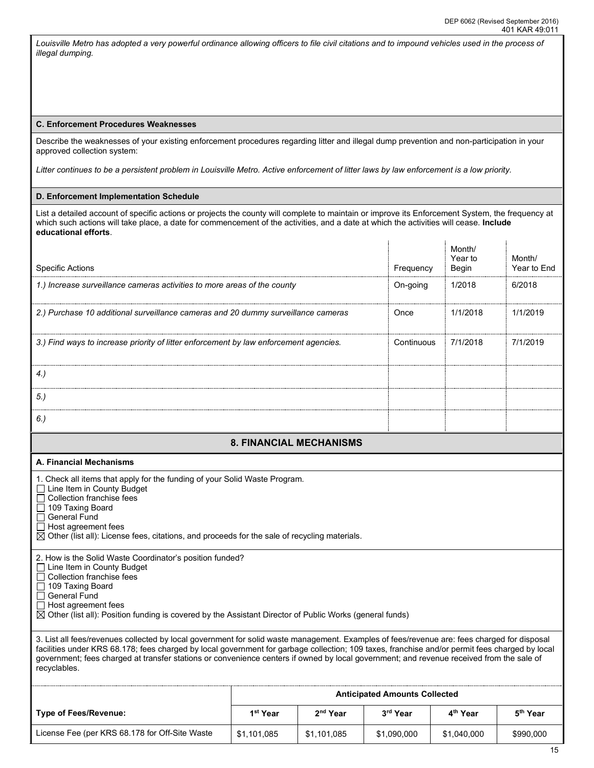*Louisville Metro has adopted a very powerful ordinance allowing officers to file civil citations and to impound vehicles used in the process of illegal dumping.*

**C. Enforcement Procedures Weaknesses**

Describe the weaknesses of your existing enforcement procedures regarding litter and illegal dump prevention and non-participation in your approved collection system:

*Litter continues to be a persistent problem in Louisville Metro. Active enforcement of litter laws by law enforcement is a low priority.*

**D. Enforcement Implementation Schedule**

List a detailed account of specific actions or projects the county will complete to maintain or improve its Enforcement System, the frequency at which such actions will take place, a date for commencement of the activities, and a date at which the activities will cease. **Include educational efforts**.

| Specific Actions | Frequency | Month/ Year to Begin | Month/ Year to End |
|---|---|---|---|
| *1.) Increase surveillance cameras activities to more areas of the county* | On-going | 1/2018 | 6/2018 |
| *2.) Purchase 10 additional surveillance cameras and 20 dummy surveillance cameras* | Once | 1/1/2018 | 1/1/2019 |
| *3.) Find ways to increase priority of litter enforcement by law enforcement agencies.* | Continuous | 7/1/2018 | 7/1/2019 |
| *4.)* | | | |
| *5.)* | | | |
| *6.)* | | | |

## 8. FINANCIAL MECHANISMS

**A. Financial Mechanisms**

1. Check all items that apply for the funding of your Solid Waste Program.
- ☐ Line Item in County Budget
- ☐ Collection franchise fees
- ☐ 109 Taxing Board
- ☐ General Fund
- ☐ Host agreement fees
- ☒ Other (list all): License fees, citations, and proceeds for the sale of recycling materials.

2. How is the Solid Waste Coordinator's position funded?
- ☐ Line Item in County Budget
- ☐ Collection franchise fees
- ☐ 109 Taxing Board
- ☐ General Fund
- ☐ Host agreement fees
- ☒ Other (list all): Position funding is covered by the Assistant Director of Public Works (general funds)

3. List all fees/revenues collected by local government for solid waste management. Examples of fees/revenue are: fees charged for disposal facilities under KRS 68.178; fees charged by local government for garbage collection; 109 taxes, franchise and/or permit fees charged by local government; fees charged at transfer stations or convenience centers if owned by local government; and revenue received from the sale of recyclables.

| | Anticipated Amounts Collected | | | | |
|---|---|---|---|---|---|
| **Type of Fees/Revenue:** | **1st Year** | **2nd Year** | **3rd Year** | **4th Year** | **5th Year** |
| License Fee (per KRS 68.178 for Off-Site Waste | $1,101,085 | $1,101,085 | $1,090,000 | $1,040,000 | $990,000 |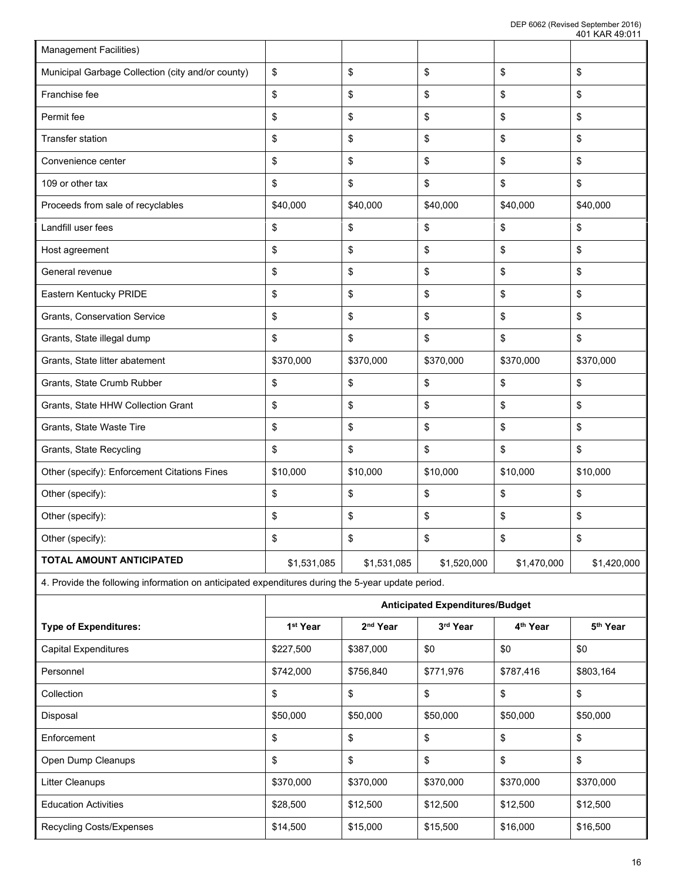| Management Facilities) | | | | | |
|---|---|---|---|---|---|
| Municipal Garbage Collection (city and/or county) | $ | $ | $ | $ | $ |
| Franchise fee | $ | $ | $ | $ | $ |
| Permit fee | $ | $ | $ | $ | $ |
| Transfer station | $ | $ | $ | $ | $ |
| Convenience center | $ | $ | $ | $ | $ |
| 109 or other tax | $ | $ | $ | $ | $ |
| Proceeds from sale of recyclables | $40,000 | $40,000 | $40,000 | $40,000 | $40,000 |
| Landfill user fees | $ | $ | $ | $ | $ |
| Host agreement | $ | $ | $ | $ | $ |
| General revenue | $ | $ | $ | $ | $ |
| Eastern Kentucky PRIDE | $ | $ | $ | $ | $ |
| Grants, Conservation Service | $ | $ | $ | $ | $ |
| Grants, State illegal dump | $ | $ | $ | $ | $ |
| Grants, State litter abatement | $370,000 | $370,000 | $370,000 | $370,000 | $370,000 |
| Grants, State Crumb Rubber | $ | $ | $ | $ | $ |
| Grants, State HHW Collection Grant | $ | $ | $ | $ | $ |
| Grants, State Waste Tire | $ | $ | $ | $ | $ |
| Grants, State Recycling | $ | $ | $ | $ | $ |
| Other (specify): Enforcement Citations Fines | $10,000 | $10,000 | $10,000 | $10,000 | $10,000 |
| Other (specify): | $ | $ | $ | $ | $ |
| Other (specify): | $ | $ | $ | $ | $ |
| Other (specify): | $ | $ | $ | $ | $ |
| **TOTAL AMOUNT ANTICIPATED** | $1,531,085 | $1,531,085 | $1,520,000 | $1,470,000 | $1,420,000 |

4. Provide the following information on anticipated expenditures during the 5-year update period.

| | **Anticipated Expenditures/Budget** | | | | |
|---|---|---|---|---|---|
| **Type of Expenditures:** | **1st Year** | **2nd Year** | **3rd Year** | **4th Year** | **5th Year** |
| Capital Expenditures | $227,500 | $387,000 | $0 | $0 | $0 |
| Personnel | $742,000 | $756,840 | $771,976 | $787,416 | $803,164 |
| Collection | $ | $ | $ | $ | $ |
| Disposal | $50,000 | $50,000 | $50,000 | $50,000 | $50,000 |
| Enforcement | $ | $ | $ | $ | $ |
| Open Dump Cleanups | $ | $ | $ | $ | $ |
| Litter Cleanups | $370,000 | $370,000 | $370,000 | $370,000 | $370,000 |
| Education Activities | $28,500 | $12,500 | $12,500 | $12,500 | $12,500 |
| Recycling Costs/Expenses | $14,500 | $15,000 | $15,500 | $16,000 | $16,500 |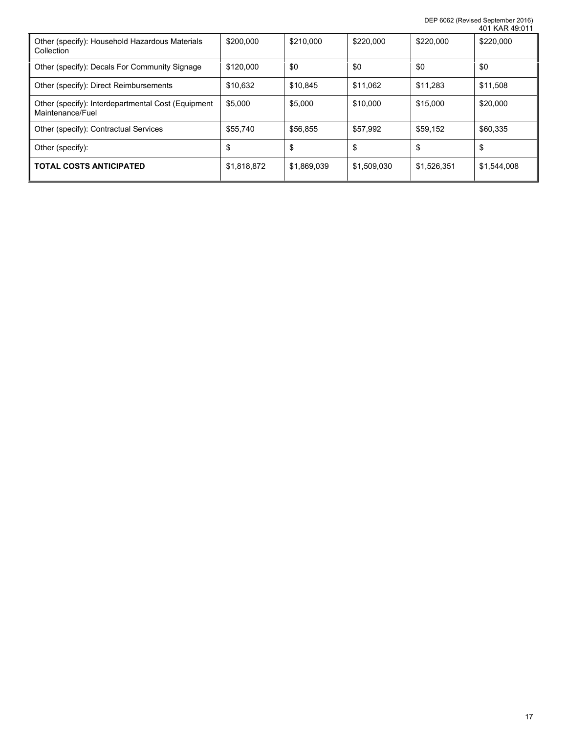| | | | | | |
|---|---|---|---|---|---|
| Other (specify): Household Hazardous Materials Collection | $200,000 | $210,000 | $220,000 | $220,000 | $220,000 |
| Other (specify): Decals For Community Signage | $120,000 | $0 | $0 | $0 | $0 |
| Other (specify): Direct Reimbursements | $10,632 | $10,845 | $11,062 | $11,283 | $11,508 |
| Other (specify): Interdepartmental Cost (Equipment Maintenance/Fuel | $5,000 | $5,000 | $10,000 | $15,000 | $20,000 |
| Other (specify): Contractual Services | $55,740 | $56,855 | $57,992 | $59,152 | $60,335 |
| Other (specify): | $ | $ | $ | $ | $ |
| **TOTAL COSTS ANTICIPATED** | $1,818,872 | $1,869,039 | $1,509,030 | $1,526,351 | $1,544,008 |